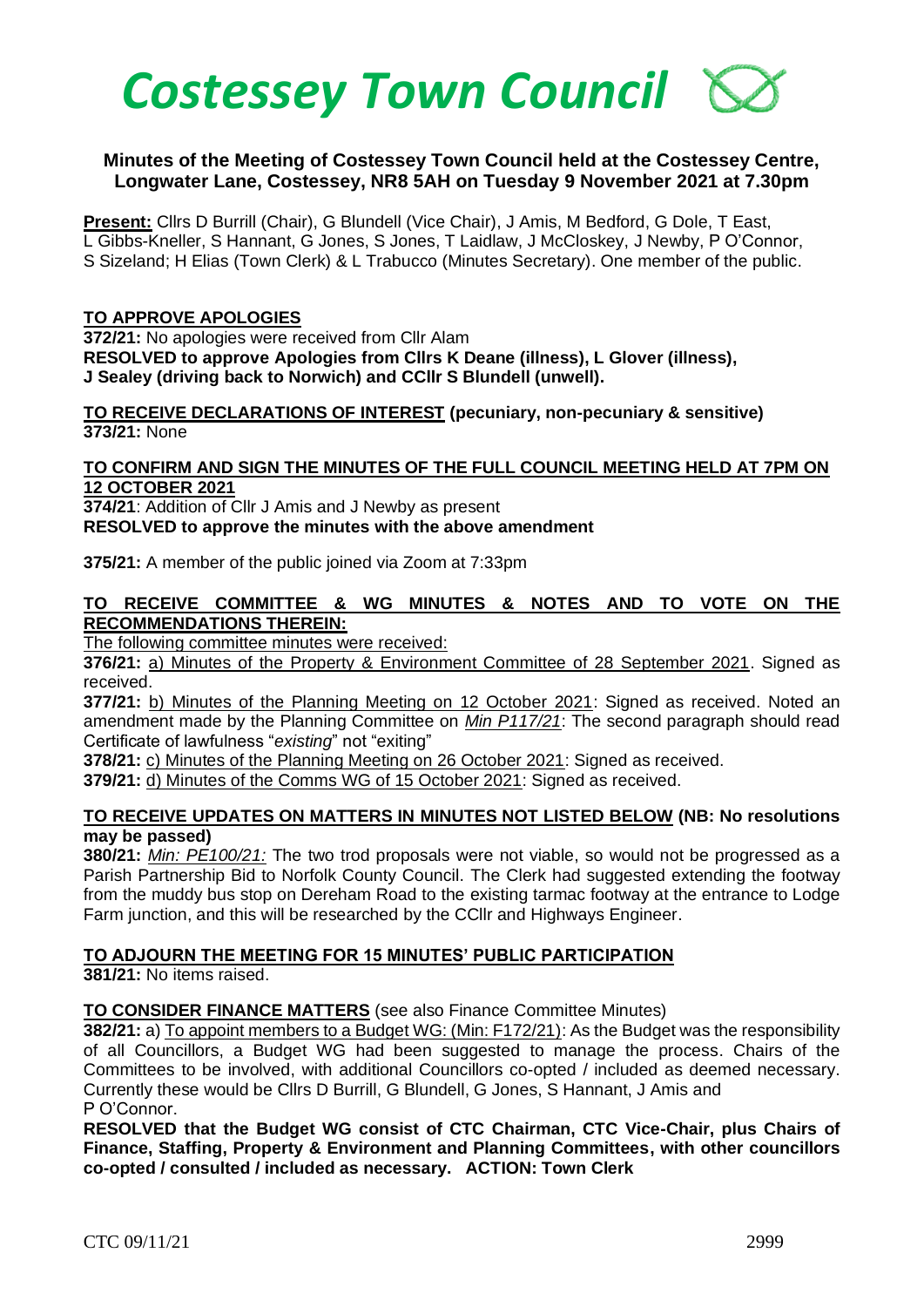# *Costessey Town Council*

## Minutes of the Meeting of Costessey Town Council held at the Costessey Centre, Longwater Lane, Costessey, NR8 5AH on Tuesday 9 November 2021 at 7.30pm

**Present:** Cllrs D Burrill (Chair), G Blundell (Vice Chair), J Amis, M Bedford, G Dole, T East, L Gibbs-Kneller, S Hannant, G Jones, S Jones, T Laidlaw, J McCloskey, J Newby, P O'Connor, S Sizeland; H Elias (Town Clerk) & L Trabucco (Minutes Secretary). One member of the public.

### TO APPROVE APOLOGIES

**372/21:** No apologies were received from Cllr Alam
**RESOLVED to approve Apologies from Cllrs K Deane (illness), L Glover (illness), J Sealey (driving back to Norwich) and CCllr S Blundell (unwell).**

### TO RECEIVE DECLARATIONS OF INTEREST (pecuniary, non-pecuniary & sensitive)

**373/21:** None

### TO CONFIRM AND SIGN THE MINUTES OF THE FULL COUNCIL MEETING HELD AT 7PM ON 12 OCTOBER 2021

**374/21**: Addition of Cllr J Amis and J Newby as present
**RESOLVED to approve the minutes with the above amendment**

**375/21:** A member of the public joined via Zoom at 7:33pm

### TO RECEIVE COMMITTEE & WG MINUTES & NOTES AND TO VOTE ON THE RECOMMENDATIONS THEREIN:

The following committee minutes were received:

**376/21:** a) Minutes of the Property & Environment Committee of 28 September 2021. Signed as received.

**377/21:** b) Minutes of the Planning Meeting on 12 October 2021: Signed as received. Noted an amendment made by the Planning Committee on *Min P117/21*: The second paragraph should read Certificate of lawfulness "*existing*" not "exiting"

**378/21:** c) Minutes of the Planning Meeting on 26 October 2021: Signed as received.

**379/21:** d) Minutes of the Comms WG of 15 October 2021: Signed as received.

### TO RECEIVE UPDATES ON MATTERS IN MINUTES NOT LISTED BELOW (NB: No resolutions may be passed)

**380/21:** *Min: PE100/21:* The two trod proposals were not viable, so would not be progressed as a Parish Partnership Bid to Norfolk County Council. The Clerk had suggested extending the footway from the muddy bus stop on Dereham Road to the existing tarmac footway at the entrance to Lodge Farm junction, and this will be researched by the CCllr and Highways Engineer.

### TO ADJOURN THE MEETING FOR 15 MINUTES' PUBLIC PARTICIPATION

**381/21:** No items raised.

### TO CONSIDER FINANCE MATTERS (see also Finance Committee Minutes)

**382/21:** a) To appoint members to a Budget WG: (Min: F172/21): As the Budget was the responsibility of all Councillors, a Budget WG had been suggested to manage the process. Chairs of the Committees to be involved, with additional Councillors co-opted / included as deemed necessary. Currently these would be Cllrs D Burrill, G Blundell, G Jones, S Hannant, J Amis and P O'Connor.

**RESOLVED that the Budget WG consist of CTC Chairman, CTC Vice-Chair, plus Chairs of Finance, Staffing, Property & Environment and Planning Committees, with other councillors co-opted / consulted / included as necessary. ACTION: Town Clerk**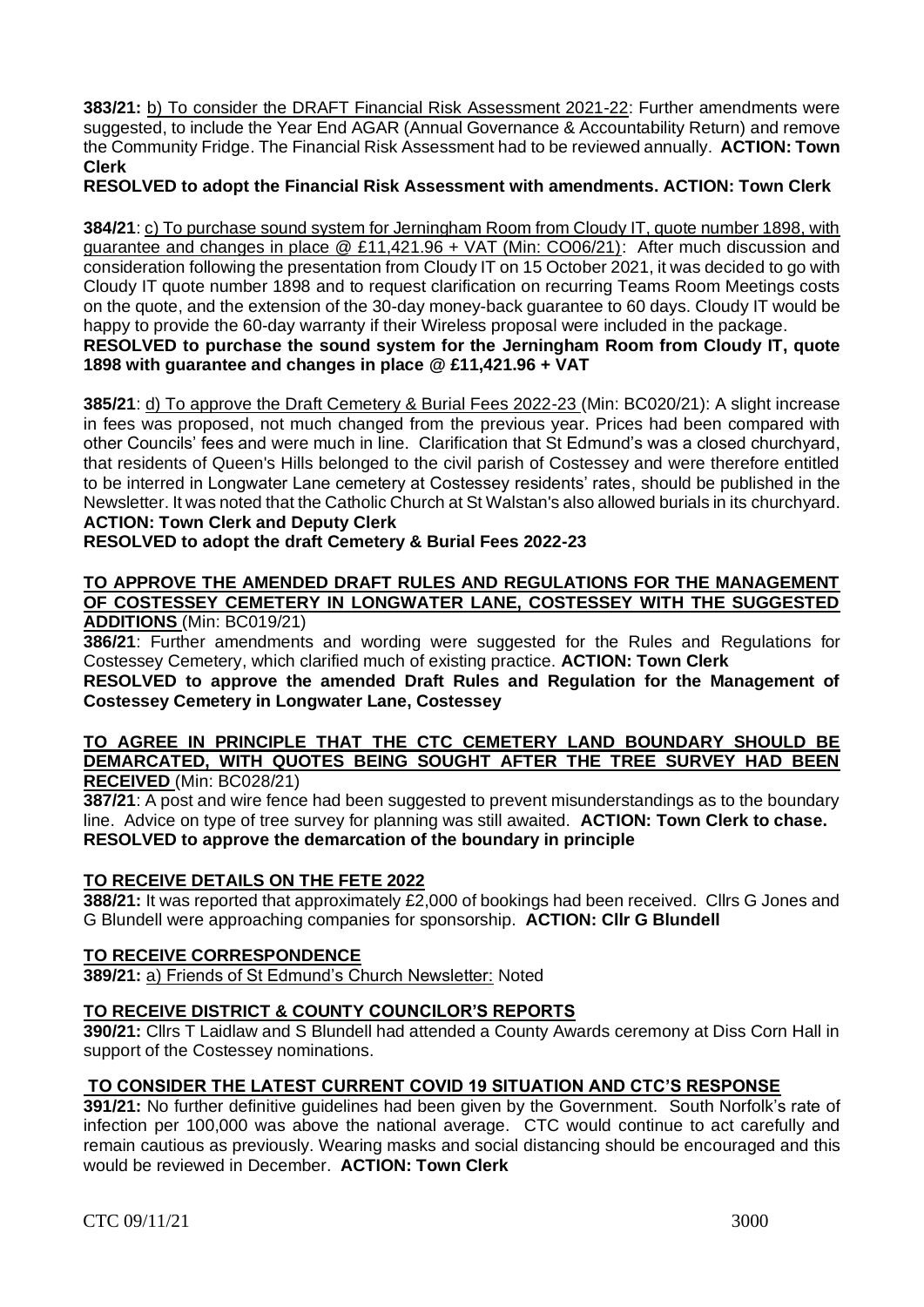**383/21:** b) To consider the DRAFT Financial Risk Assessment 2021-22: Further amendments were suggested, to include the Year End AGAR (Annual Governance & Accountability Return) and remove the Community Fridge. The Financial Risk Assessment had to be reviewed annually. **ACTION: Town Clerk**

**RESOLVED to adopt the Financial Risk Assessment with amendments. ACTION: Town Clerk**

**384/21**: c) To purchase sound system for Jerningham Room from Cloudy IT, quote number 1898, with guarantee and changes in place @ £11,421.96 + VAT (Min: CO06/21): After much discussion and consideration following the presentation from Cloudy IT on 15 October 2021, it was decided to go with Cloudy IT quote number 1898 and to request clarification on recurring Teams Room Meetings costs on the quote, and the extension of the 30-day money-back guarantee to 60 days. Cloudy IT would be happy to provide the 60-day warranty if their Wireless proposal were included in the package.

**RESOLVED to purchase the sound system for the Jerningham Room from Cloudy IT, quote 1898 with guarantee and changes in place @ £11,421.96 + VAT**

**385/21**: d) To approve the Draft Cemetery & Burial Fees 2022-23 (Min: BC020/21): A slight increase in fees was proposed, not much changed from the previous year. Prices had been compared with other Councils' fees and were much in line. Clarification that St Edmund's was a closed churchyard, that residents of Queen's Hills belonged to the civil parish of Costessey and were therefore entitled to be interred in Longwater Lane cemetery at Costessey residents' rates, should be published in the Newsletter. It was noted that the Catholic Church at St Walstan's also allowed burials in its churchyard. **ACTION: Town Clerk and Deputy Clerk**

**RESOLVED to adopt the draft Cemetery & Burial Fees 2022-23**

**TO APPROVE THE AMENDED DRAFT RULES AND REGULATIONS FOR THE MANAGEMENT OF COSTESSEY CEMETERY IN LONGWATER LANE, COSTESSEY WITH THE SUGGESTED ADDITIONS** (Min: BC019/21)

**386/21**: Further amendments and wording were suggested for the Rules and Regulations for Costessey Cemetery, which clarified much of existing practice. **ACTION: Town Clerk**

**RESOLVED to approve the amended Draft Rules and Regulation for the Management of Costessey Cemetery in Longwater Lane, Costessey**

**TO AGREE IN PRINCIPLE THAT THE CTC CEMETERY LAND BOUNDARY SHOULD BE DEMARCATED, WITH QUOTES BEING SOUGHT AFTER THE TREE SURVEY HAD BEEN RECEIVED** (Min: BC028/21)

**387/21**: A post and wire fence had been suggested to prevent misunderstandings as to the boundary line. Advice on type of tree survey for planning was still awaited. **ACTION: Town Clerk to chase.**

**RESOLVED to approve the demarcation of the boundary in principle**

**TO RECEIVE DETAILS ON THE FETE 2022**

**388/21:** It was reported that approximately £2,000 of bookings had been received. Cllrs G Jones and G Blundell were approaching companies for sponsorship. **ACTION: Cllr G Blundell**

**TO RECEIVE CORRESPONDENCE**

**389/21:** a) Friends of St Edmund's Church Newsletter: Noted

**TO RECEIVE DISTRICT & COUNTY COUNCILOR'S REPORTS**

**390/21:** Cllrs T Laidlaw and S Blundell had attended a County Awards ceremony at Diss Corn Hall in support of the Costessey nominations.

**TO CONSIDER THE LATEST CURRENT COVID 19 SITUATION AND CTC'S RESPONSE**

**391/21:** No further definitive guidelines had been given by the Government. South Norfolk's rate of infection per 100,000 was above the national average. CTC would continue to act carefully and remain cautious as previously. Wearing masks and social distancing should be encouraged and this would be reviewed in December. **ACTION: Town Clerk**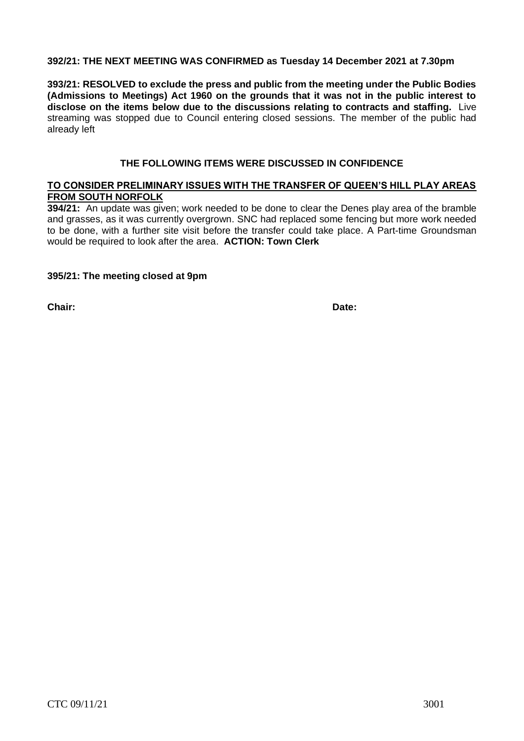**392/21: THE NEXT MEETING WAS CONFIRMED as Tuesday 14 December 2021 at 7.30pm**

**393/21: RESOLVED to exclude the press and public from the meeting under the Public Bodies (Admissions to Meetings) Act 1960 on the grounds that it was not in the public interest to disclose on the items below due to the discussions relating to contracts and staffing.** Live streaming was stopped due to Council entering closed sessions. The member of the public had already left

**THE FOLLOWING ITEMS WERE DISCUSSED IN CONFIDENCE**

**TO CONSIDER PRELIMINARY ISSUES WITH THE TRANSFER OF QUEEN'S HILL PLAY AREAS FROM SOUTH NORFOLK**

**394/21:** An update was given; work needed to be done to clear the Denes play area of the bramble and grasses, as it was currently overgrown. SNC had replaced some fencing but more work needed to be done, with a further site visit before the transfer could take place. A Part-time Groundsman would be required to look after the area. **ACTION: Town Clerk**

**395/21: The meeting closed at 9pm**

**Chair:** **Date:**

CTC 09/11/21